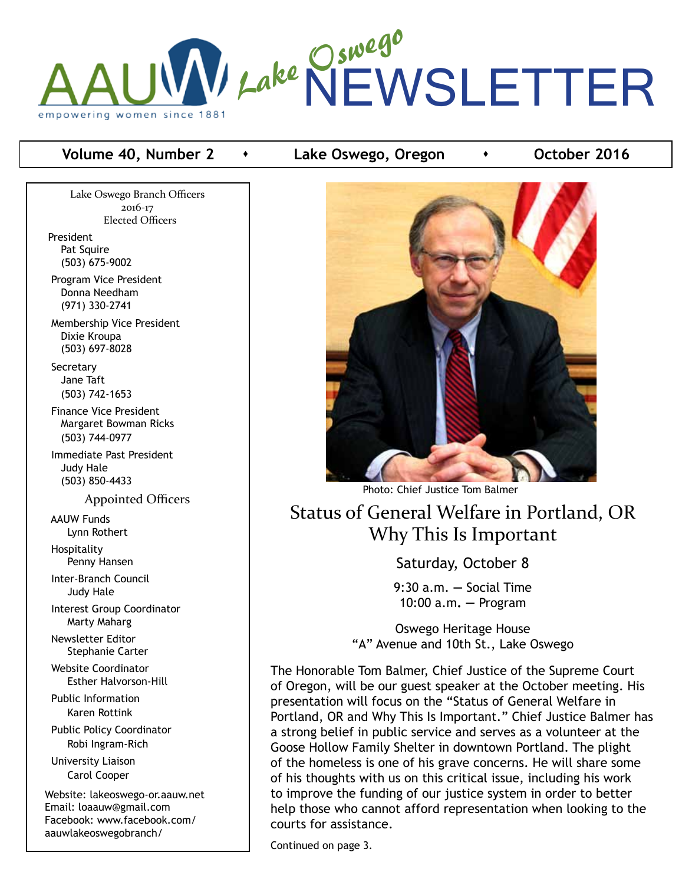# AAUW Lake Oswego NEWSLETTER

empowering women since 1881

**Volume 40, Number 2 • Lake Oswego, Oregon • October 2016**

Lake Oswego Branch Officers
2016-17
Elected Officers

President
Pat Squire
(503) 675-9002

Program Vice President
Donna Needham
(971) 330-2741

Membership Vice President
Dixie Kroupa
(503) 697-8028

Secretary
Jane Taft
(503) 742-1653

Finance Vice President
Margaret Bowman Ricks
(503) 744-0977

Immediate Past President
Judy Hale
(503) 850-4433

Appointed Officers

AAUW Funds
Lynn Rothert

Hospitality
Penny Hansen

Inter-Branch Council
Judy Hale

Interest Group Coordinator
Marty Maharg

Newsletter Editor
Stephanie Carter

Website Coordinator
Esther Halvorson-Hill

Public Information
Karen Rottink

Public Policy Coordinator
Robi Ingram-Rich

University Liaison
Carol Cooper

Website: lakeoswego-or.aauw.net
Email: loaauw@gmail.com
Facebook: www.facebook.com/aauwlakeoswegobranch/

Photo: Chief Justice Tom Balmer

## Status of General Welfare in Portland, OR Why This Is Important

Saturday, October 8

9:30 a.m. — Social Time
10:00 a.m. — Program

Oswego Heritage House
"A" Avenue and 10th St., Lake Oswego

The Honorable Tom Balmer, Chief Justice of the Supreme Court of Oregon, will be our guest speaker at the October meeting. His presentation will focus on the "Status of General Welfare in Portland, OR and Why This Is Important." Chief Justice Balmer has a strong belief in public service and serves as a volunteer at the Goose Hollow Family Shelter in downtown Portland. The plight of the homeless is one of his grave concerns. He will share some of his thoughts with us on this critical issue, including his work to improve the funding of our justice system in order to better help those who cannot afford representation when looking to the courts for assistance.

Continued on page 3.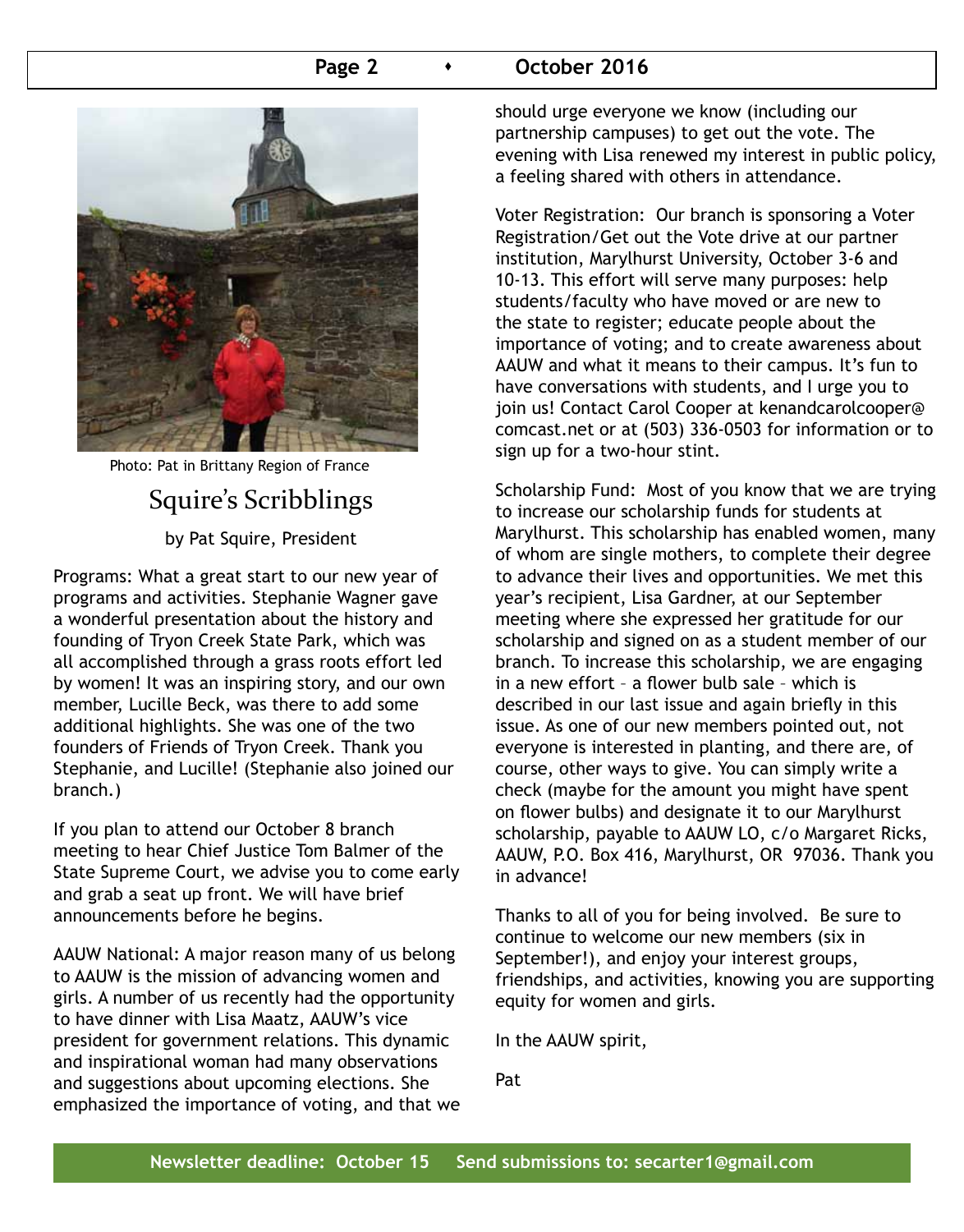Photo: Pat in Brittany Region of France

# Squire's Scribblings

by Pat Squire, President

Programs: What a great start to our new year of programs and activities. Stephanie Wagner gave a wonderful presentation about the history and founding of Tryon Creek State Park, which was all accomplished through a grass roots effort led by women! It was an inspiring story, and our own member, Lucille Beck, was there to add some additional highlights. She was one of the two founders of Friends of Tryon Creek. Thank you Stephanie, and Lucille! (Stephanie also joined our branch.)

If you plan to attend our October 8 branch meeting to hear Chief Justice Tom Balmer of the State Supreme Court, we advise you to come early and grab a seat up front. We will have brief announcements before he begins.

AAUW National: A major reason many of us belong to AAUW is the mission of advancing women and girls. A number of us recently had the opportunity to have dinner with Lisa Maatz, AAUW's vice president for government relations. This dynamic and inspirational woman had many observations and suggestions about upcoming elections. She emphasized the importance of voting, and that we should urge everyone we know (including our partnership campuses) to get out the vote. The evening with Lisa renewed my interest in public policy, a feeling shared with others in attendance.

Voter Registration: Our branch is sponsoring a Voter Registration/Get out the Vote drive at our partner institution, Marylhurst University, October 3-6 and 10-13. This effort will serve many purposes: help students/faculty who have moved or are new to the state to register; educate people about the importance of voting; and to create awareness about AAUW and what it means to their campus. It's fun to have conversations with students, and I urge you to join us! Contact Carol Cooper at kenandcarolcooper@comcast.net or at (503) 336-0503 for information or to sign up for a two-hour stint.

Scholarship Fund: Most of you know that we are trying to increase our scholarship funds for students at Marylhurst. This scholarship has enabled women, many of whom are single mothers, to complete their degree to advance their lives and opportunities. We met this year's recipient, Lisa Gardner, at our September meeting where she expressed her gratitude for our scholarship and signed on as a student member of our branch. To increase this scholarship, we are engaging in a new effort – a flower bulb sale – which is described in our last issue and again briefly in this issue. As one of our new members pointed out, not everyone is interested in planting, and there are, of course, other ways to give. You can simply write a check (maybe for the amount you might have spent on flower bulbs) and designate it to our Marylhurst scholarship, payable to AAUW LO, c/o Margaret Ricks, AAUW, P.O. Box 416, Marylhurst, OR 97036. Thank you in advance!

Thanks to all of you for being involved. Be sure to continue to welcome our new members (six in September!), and enjoy your interest groups, friendships, and activities, knowing you are supporting equity for women and girls.

In the AAUW spirit,

Pat

**Newsletter deadline: October 15 Send submissions to: secarter1@gmail.com**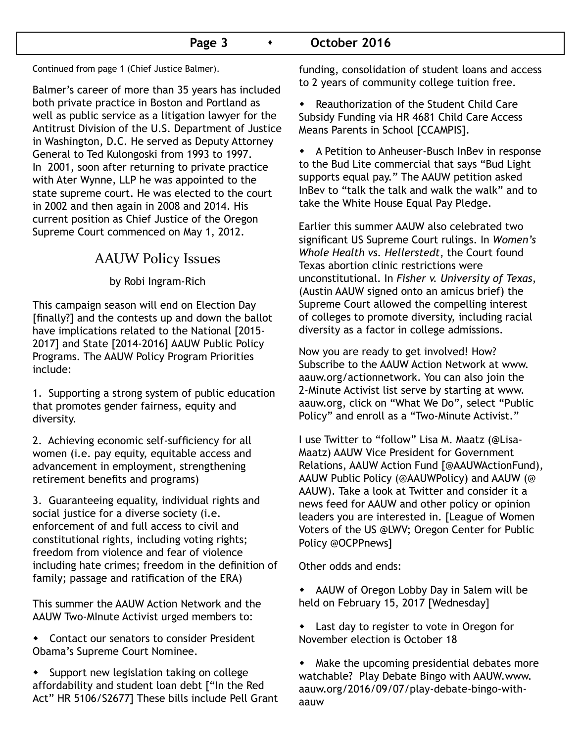Continued from page 1 (Chief Justice Balmer).

Balmer's career of more than 35 years has included both private practice in Boston and Portland as well as public service as a litigation lawyer for the Antitrust Division of the U.S. Department of Justice in Washington, D.C. He served as Deputy Attorney General to Ted Kulongoski from 1993 to 1997. In 2001, soon after returning to private practice with Ater Wynne, LLP he was appointed to the state supreme court. He was elected to the court in 2002 and then again in 2008 and 2014. His current position as Chief Justice of the Oregon Supreme Court commenced on May 1, 2012.

## AAUW Policy Issues

by Robi Ingram-Rich

This campaign season will end on Election Day [finally?] and the contests up and down the ballot have implications related to the National [2015-2017] and State [2014-2016] AAUW Public Policy Programs. The AAUW Policy Program Priorities include:

1. Supporting a strong system of public education that promotes gender fairness, equity and diversity.

2. Achieving economic self-sufficiency for all women (i.e. pay equity, equitable access and advancement in employment, strengthening retirement benefits and programs)

3. Guaranteeing equality, individual rights and social justice for a diverse society (i.e. enforcement of and full access to civil and constitutional rights, including voting rights; freedom from violence and fear of violence including hate crimes; freedom in the definition of family; passage and ratification of the ERA)

This summer the AAUW Action Network and the AAUW Two-MInute Activist urged members to:

- Contact our senators to consider President Obama's Supreme Court Nominee.
- Support new legislation taking on college affordability and student loan debt ["In the Red Act" HR 5106/S2677] These bills include Pell Grant funding, consolidation of student loans and access to 2 years of community college tuition free.
- Reauthorization of the Student Child Care Subsidy Funding via HR 4681 Child Care Access Means Parents in School [CCAMPIS].
- A Petition to Anheuser-Busch InBev in response to the Bud Lite commercial that says "Bud Light supports equal pay." The AAUW petition asked InBev to "talk the talk and walk the walk" and to take the White House Equal Pay Pledge.

Earlier this summer AAUW also celebrated two significant US Supreme Court rulings. In *Women's Whole Health vs. Hellerstedt*, the Court found Texas abortion clinic restrictions were unconstitutional. In *Fisher v. University of Texas*, (Austin AAUW signed onto an amicus brief) the Supreme Court allowed the compelling interest of colleges to promote diversity, including racial diversity as a factor in college admissions.

Now you are ready to get involved! How? Subscribe to the AAUW Action Network at www.aauw.org/actionnetwork. You can also join the 2-Minute Activist list serve by starting at www.aauw.org, click on "What We Do", select "Public Policy" and enroll as a "Two-Minute Activist."

I use Twitter to "follow" Lisa M. Maatz (@Lisa-Maatz) AAUW Vice President for Government Relations, AAUW Action Fund [@AAUWActionFund), AAUW Public Policy (@AAUWPolicy) and AAUW (@AAUW). Take a look at Twitter and consider it a news feed for AAUW and other policy or opinion leaders you are interested in. [League of Women Voters of the US @LWV; Oregon Center for Public Policy @OCPPnews]

Other odds and ends:

- AAUW of Oregon Lobby Day in Salem will be held on February 15, 2017 [Wednesday]
- Last day to register to vote in Oregon for November election is October 18
- Make the upcoming presidential debates more watchable? Play Debate Bingo with AAUW.www.aauw.org/2016/09/07/play-debate-bingo-with-aauw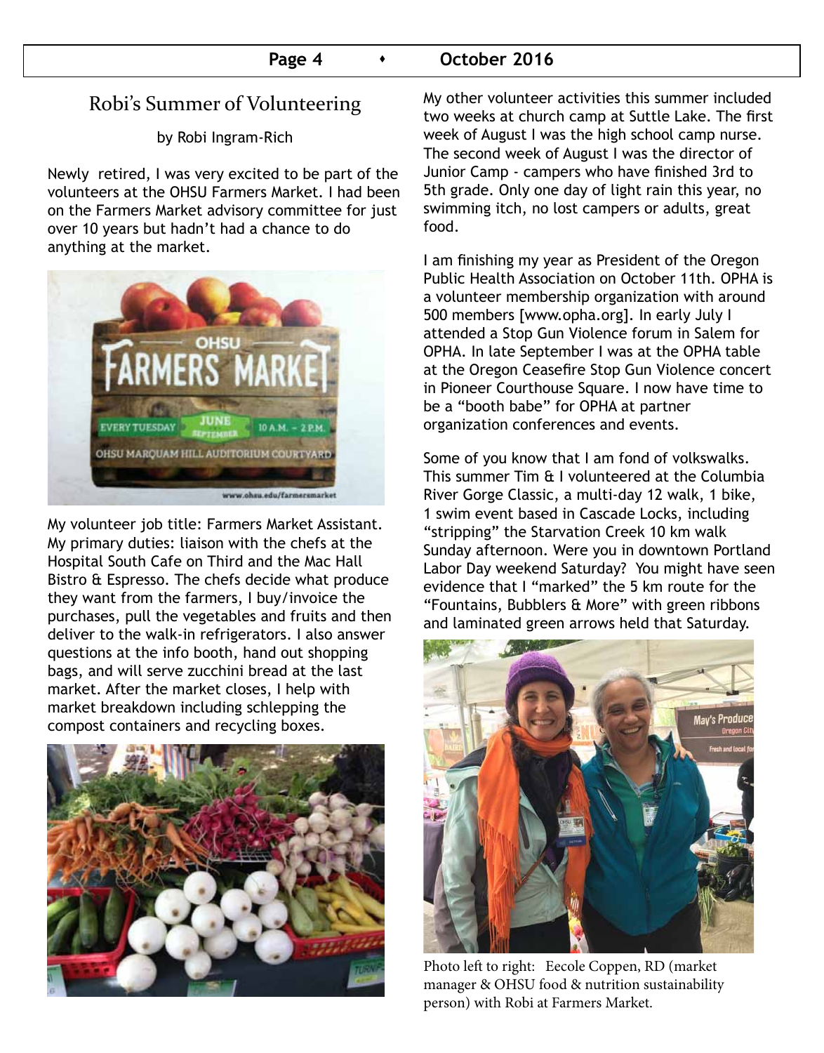## Robi's Summer of Volunteering

by Robi Ingram-Rich

Newly retired, I was very excited to be part of the volunteers at the OHSU Farmers Market. I had been on the Farmers Market advisory committee for just over 10 years but hadn't had a chance to do anything at the market.

My volunteer job title: Farmers Market Assistant. My primary duties: liaison with the chefs at the Hospital South Cafe on Third and the Mac Hall Bistro & Espresso. The chefs decide what produce they want from the farmers, I buy/invoice the purchases, pull the vegetables and fruits and then deliver to the walk-in refrigerators. I also answer questions at the info booth, hand out shopping bags, and will serve zucchini bread at the last market. After the market closes, I help with market breakdown including schlepping the compost containers and recycling boxes.

My other volunteer activities this summer included two weeks at church camp at Suttle Lake. The first week of August I was the high school camp nurse. The second week of August I was the director of Junior Camp - campers who have finished 3rd to 5th grade. Only one day of light rain this year, no swimming itch, no lost campers or adults, great food.

I am finishing my year as President of the Oregon Public Health Association on October 11th. OPHA is a volunteer membership organization with around 500 members [www.opha.org]. In early July I attended a Stop Gun Violence forum in Salem for OPHA. In late September I was at the OPHA table at the Oregon Ceasefire Stop Gun Violence concert in Pioneer Courthouse Square. I now have time to be a "booth babe" for OPHA at partner organization conferences and events.

Some of you know that I am fond of volkswalks. This summer Tim & I volunteered at the Columbia River Gorge Classic, a multi-day 12 walk, 1 bike, 1 swim event based in Cascade Locks, including "stripping" the Starvation Creek 10 km walk Sunday afternoon. Were you in downtown Portland Labor Day weekend Saturday? You might have seen evidence that I "marked" the 5 km route for the "Fountains, Bubblers & More" with green ribbons and laminated green arrows held that Saturday.

Photo left to right: Eecole Coppen, RD (market manager & OHSU food & nutrition sustainability person) with Robi at Farmers Market.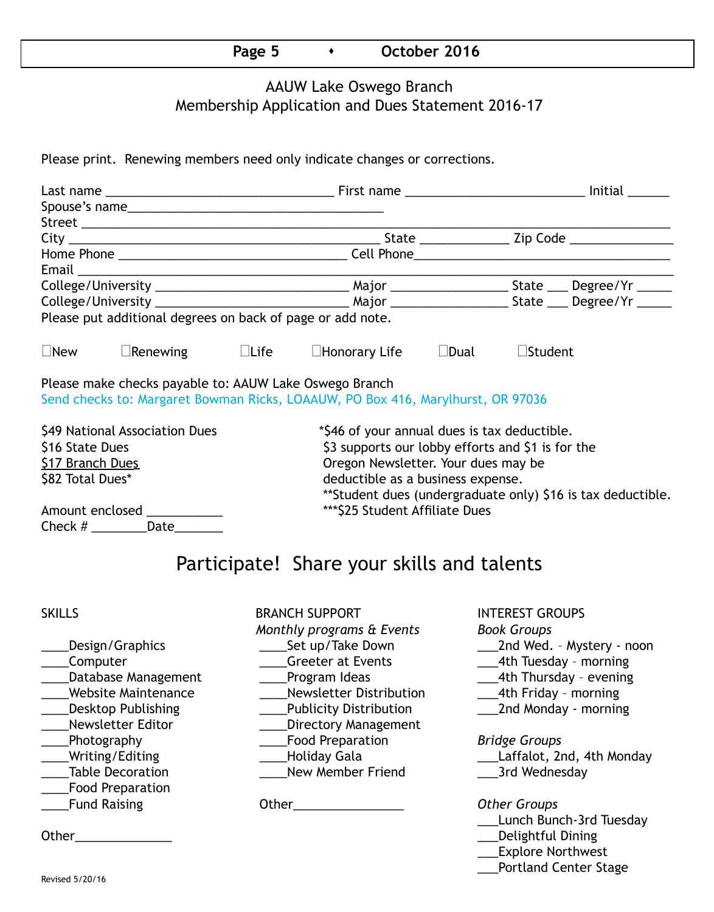# AAUW Lake Oswego Branch
## Membership Application and Dues Statement 2016-17

Please print. Renewing members need only indicate changes or corrections.

Last name ________________________________ First name _________________________ Initial ______
Spouse's name____________________________________
Street ________________________________________________________________________________
City ____________________________________________ State ____________ Zip Code ______________
Home Phone ________________________________ Cell Phone____________________________________
Email _________________________________________________________________________________
College/University ___________________________ Major ________________ State ___ Degree/Yr _____
College/University ___________________________ Major ________________ State ___ Degree/Yr _____
Please put additional degrees on back of page or add note.

☐New ☐Renewing ☐Life ☐Honorary Life ☐Dual ☐Student

Please make checks payable to: AAUW Lake Oswego Branch
Send checks to: Margaret Bowman Ricks, LOAAUW, PO Box 416, Marylhurst, OR 97036

$49 National Association Dues
$16 State Dues
$17 Branch Dues
$82 Total Dues*

Amount enclosed ___________
Check # ________Date_______

*$46 of your annual dues is tax deductible.
$3 supports our lobby efforts and $1 is for the Oregon Newsletter. Your dues may be deductible as a business expense.
**Student dues (undergraduate only) $16 is tax deductible.
***$25 Student Affiliate Dues

## Participate! Share your skills and talents

**SKILLS**

____Design/Graphics
____Computer
____Database Management
____Website Maintenance
____Desktop Publishing
____Newsletter Editor
____Photography
____Writing/Editing
____Table Decoration
____Food Preparation
____Fund Raising

Other______________

**BRANCH SUPPORT**

*Monthly programs & Events*

____Set up/Take Down
____Greeter at Events
____Program Ideas
____Newsletter Distribution
____Publicity Distribution
____Directory Management
____Food Preparation
____Holiday Gala
____New Member Friend

Other________________

**INTEREST GROUPS**

*Book Groups*

___2nd Wed. – Mystery - noon
___4th Tuesday – morning
___4th Thursday – evening
___4th Friday – morning
___2nd Monday - morning

*Bridge Groups*

___Laffalot, 2nd, 4th Monday
___3rd Wednesday

*Other Groups*

___Lunch Bunch-3rd Tuesday
___Delightful Dining
___Explore Northwest
___Portland Center Stage

Revised 5/20/16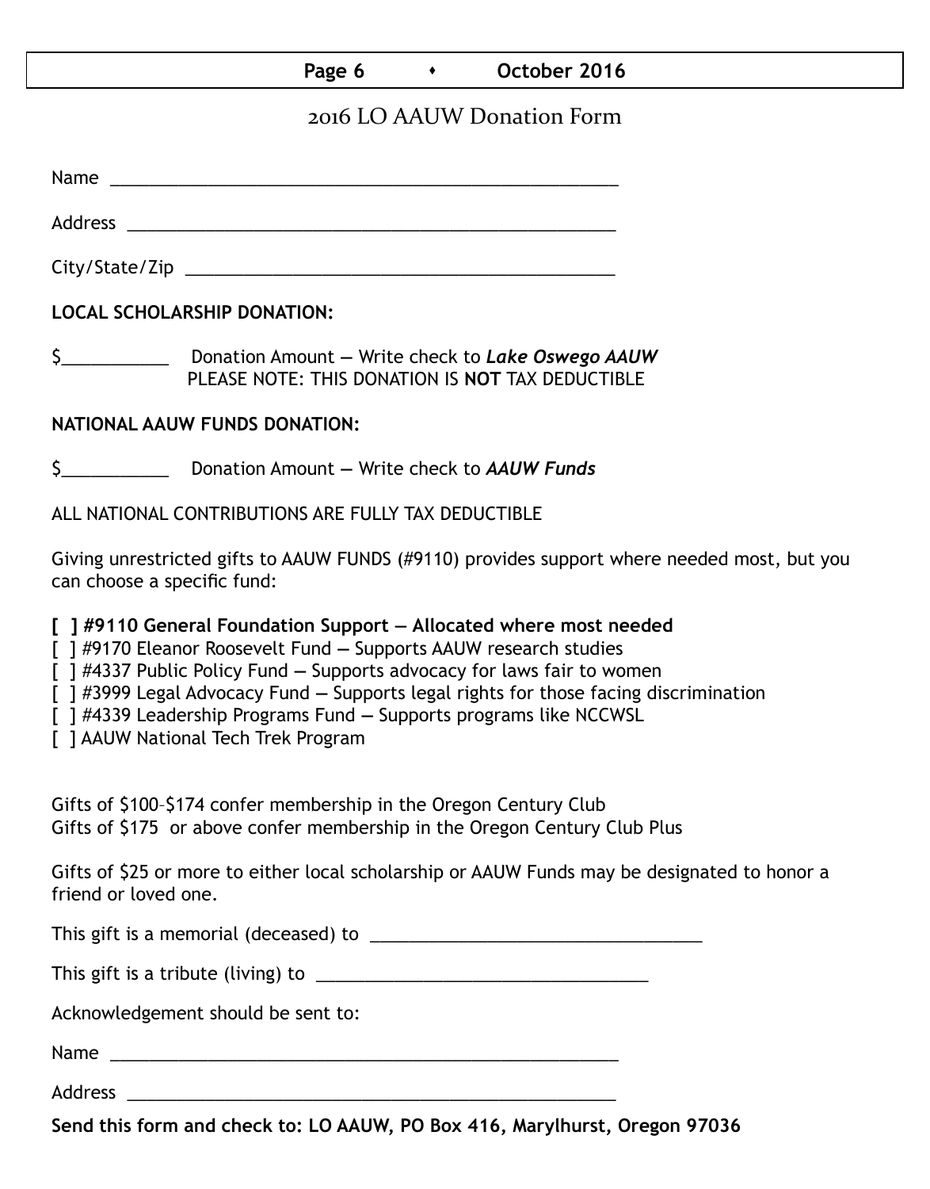# 2016 LO AAUW Donation Form

Name ______________________________________________________

Address ____________________________________________________

City/State/Zip _______________________________________________

**LOCAL SCHOLARSHIP DONATION:**

$___________ Donation Amount — Write check to ***Lake Oswego AAUW***
PLEASE NOTE: THIS DONATION IS **NOT** TAX DEDUCTIBLE

**NATIONAL AAUW FUNDS DONATION:**

$___________ Donation Amount — Write check to ***AAUW Funds***

ALL NATIONAL CONTRIBUTIONS ARE FULLY TAX DEDUCTIBLE

Giving unrestricted gifts to AAUW FUNDS (#9110) provides support where needed most, but you can choose a specific fund:

**[ ] #9110 General Foundation Support — Allocated where most needed**
[ ] #9170 Eleanor Roosevelt Fund — Supports AAUW research studies
[ ] #4337 Public Policy Fund — Supports advocacy for laws fair to women
[ ] #3999 Legal Advocacy Fund — Supports legal rights for those facing discrimination
[ ] #4339 Leadership Programs Fund — Supports programs like NCCWSL
[ ] AAUW National Tech Trek Program

Gifts of $100–$174 confer membership in the Oregon Century Club
Gifts of $175 or above confer membership in the Oregon Century Club Plus

Gifts of $25 or more to either local scholarship or AAUW Funds may be designated to honor a friend or loved one.

This gift is a memorial (deceased) to ____________________________________

This gift is a tribute (living) to ____________________________________

Acknowledgement should be sent to:

Name ______________________________________________________

Address ____________________________________________________

**Send this form and check to: LO AAUW, PO Box 416, Marylhurst, Oregon 97036**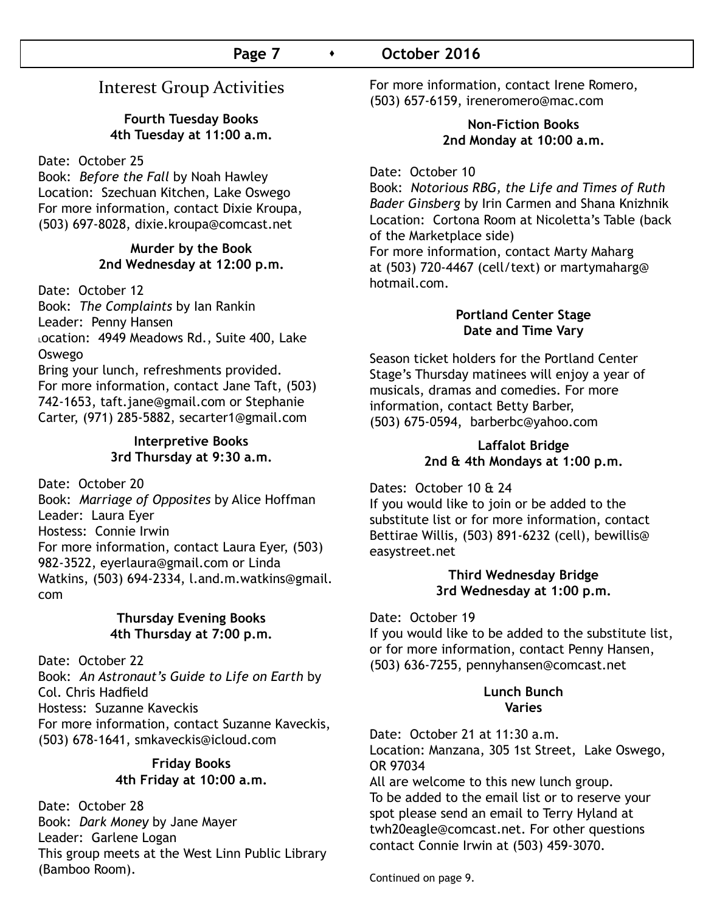## Interest Group Activities

### Fourth Tuesday Books
**4th Tuesday at 11:00 a.m.**

Date: October 25
Book: *Before the Fall* by Noah Hawley
Location: Szechuan Kitchen, Lake Oswego
For more information, contact Dixie Kroupa, (503) 697-8028, dixie.kroupa@comcast.net

### Murder by the Book
**2nd Wednesday at 12:00 p.m.**

Date: October 12
Book: *The Complaints* by Ian Rankin
Leader: Penny Hansen
Location: 4949 Meadows Rd., Suite 400, Lake Oswego
Bring your lunch, refreshments provided.
For more information, contact Jane Taft, (503) 742-1653, taft.jane@gmail.com or Stephanie Carter, (971) 285-5882, secarter1@gmail.com

### Interpretive Books
**3rd Thursday at 9:30 a.m.**

Date: October 20
Book: *Marriage of Opposites* by Alice Hoffman
Leader: Laura Eyer
Hostess: Connie Irwin
For more information, contact Laura Eyer, (503) 982-3522, eyerlaura@gmail.com or Linda Watkins, (503) 694-2334, l.and.m.watkins@gmail.com

### Thursday Evening Books
**4th Thursday at 7:00 p.m.**

Date: October 22
Book: *An Astronaut's Guide to Life on Earth* by Col. Chris Hadfield
Hostess: Suzanne Kaveckis
For more information, contact Suzanne Kaveckis, (503) 678-1641, smkaveckis@icloud.com

### Friday Books
**4th Friday at 10:00 a.m.**

Date: October 28
Book: *Dark Money* by Jane Mayer
Leader: Garlene Logan
This group meets at the West Linn Public Library (Bamboo Room).
For more information, contact Irene Romero, (503) 657-6159, ireneromero@mac.com

### Non-Fiction Books
**2nd Monday at 10:00 a.m.**

Date: October 10
Book: *Notorious RBG, the Life and Times of Ruth Bader Ginsberg* by Irin Carmen and Shana Knizhnik
Location: Cortona Room at Nicoletta's Table (back of the Marketplace side)
For more information, contact Marty Maharg at (503) 720-4467 (cell/text) or martymaharg@hotmail.com.

### Portland Center Stage
**Date and Time Vary**

Season ticket holders for the Portland Center Stage's Thursday matinees will enjoy a year of musicals, dramas and comedies. For more information, contact Betty Barber, (503) 675-0594, barberbc@yahoo.com

### Laffalot Bridge
**2nd & 4th Mondays at 1:00 p.m.**

Dates: October 10 & 24
If you would like to join or be added to the substitute list or for more information, contact Bettirae Willis, (503) 891-6232 (cell), bewillis@easystreet.net

### Third Wednesday Bridge
**3rd Wednesday at 1:00 p.m.**

Date: October 19
If you would like to be added to the substitute list, or for more information, contact Penny Hansen, (503) 636-7255, pennyhansen@comcast.net

### Lunch Bunch
**Varies**

Date: October 21 at 11:30 a.m.
Location: Manzana, 305 1st Street, Lake Oswego, OR 97034
All are welcome to this new lunch group.
To be added to the email list or to reserve your spot please send an email to Terry Hyland at twh20eagle@comcast.net. For other questions contact Connie Irwin at (503) 459-3070.

Continued on page 9.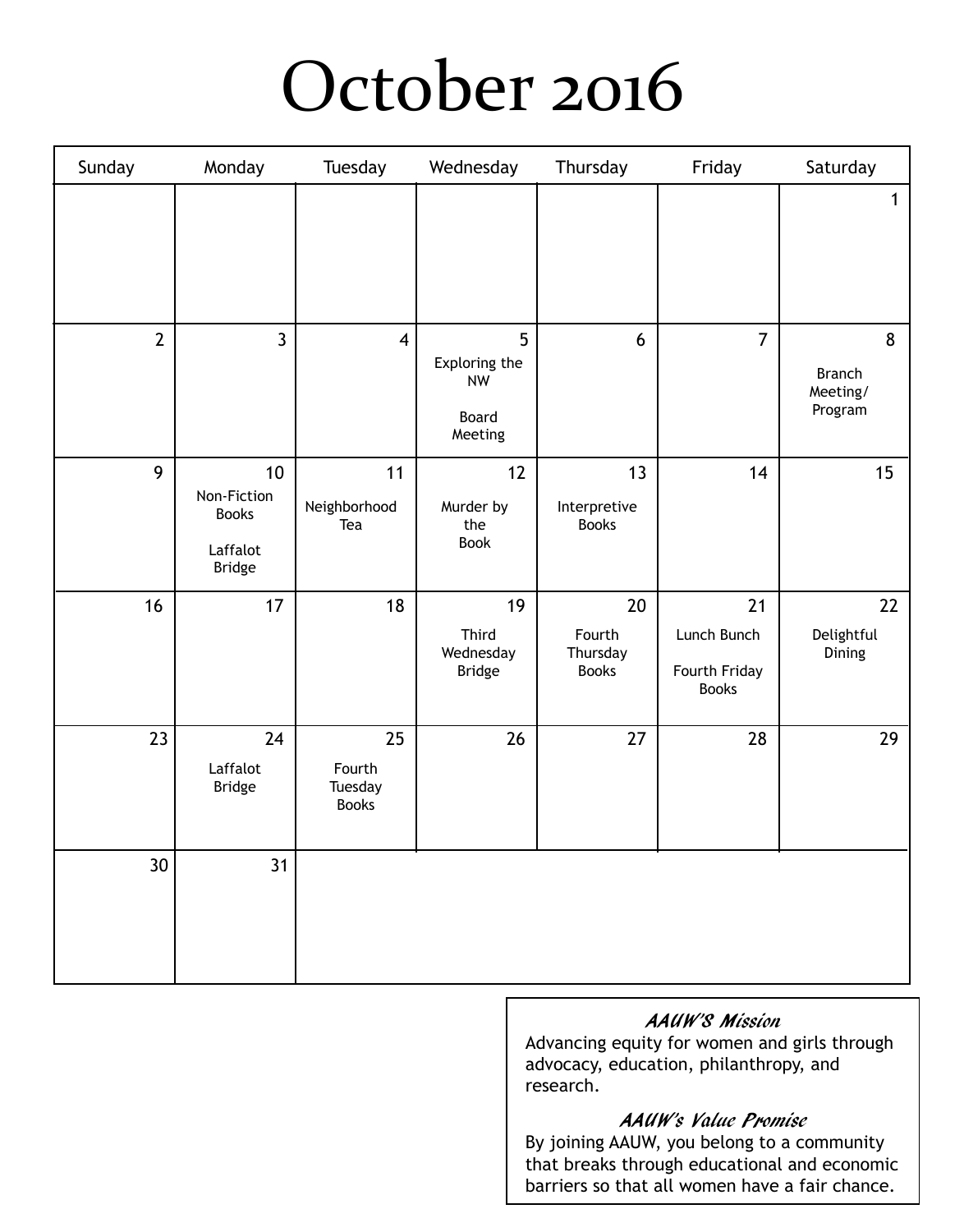# October 2016

| Sunday | Monday | Tuesday | Wednesday | Thursday | Friday | Saturday |
|---|---|---|---|---|---|---|
| | | | | | | 1 |
| 2 | 3 | 4 | 5<br>Exploring the NW<br><br>Board Meeting | 6 | 7 | 8<br>Branch Meeting/ Program |
| 9 | 10<br>Non-Fiction Books<br><br>Laffalot Bridge | 11<br>Neighborhood Tea | 12<br>Murder by the Book | 13<br>Interpretive Books | 14 | 15 |
| 16 | 17 | 18 | 19<br>Third Wednesday Bridge | 20<br>Fourth Thursday Books | 21<br>Lunch Bunch<br><br>Fourth Friday Books | 22<br>Delightful Dining |
| 23 | 24<br>Laffalot Bridge | 25<br>Fourth Tuesday Books | 26 | 27 | 28 | 29 |
| 30 | 31 | | | | | |

***AAUW'S Mission***

Advancing equity for women and girls through advocacy, education, philanthropy, and research.

***AAUW's Value Promise***

By joining AAUW, you belong to a community that breaks through educational and economic barriers so that all women have a fair chance.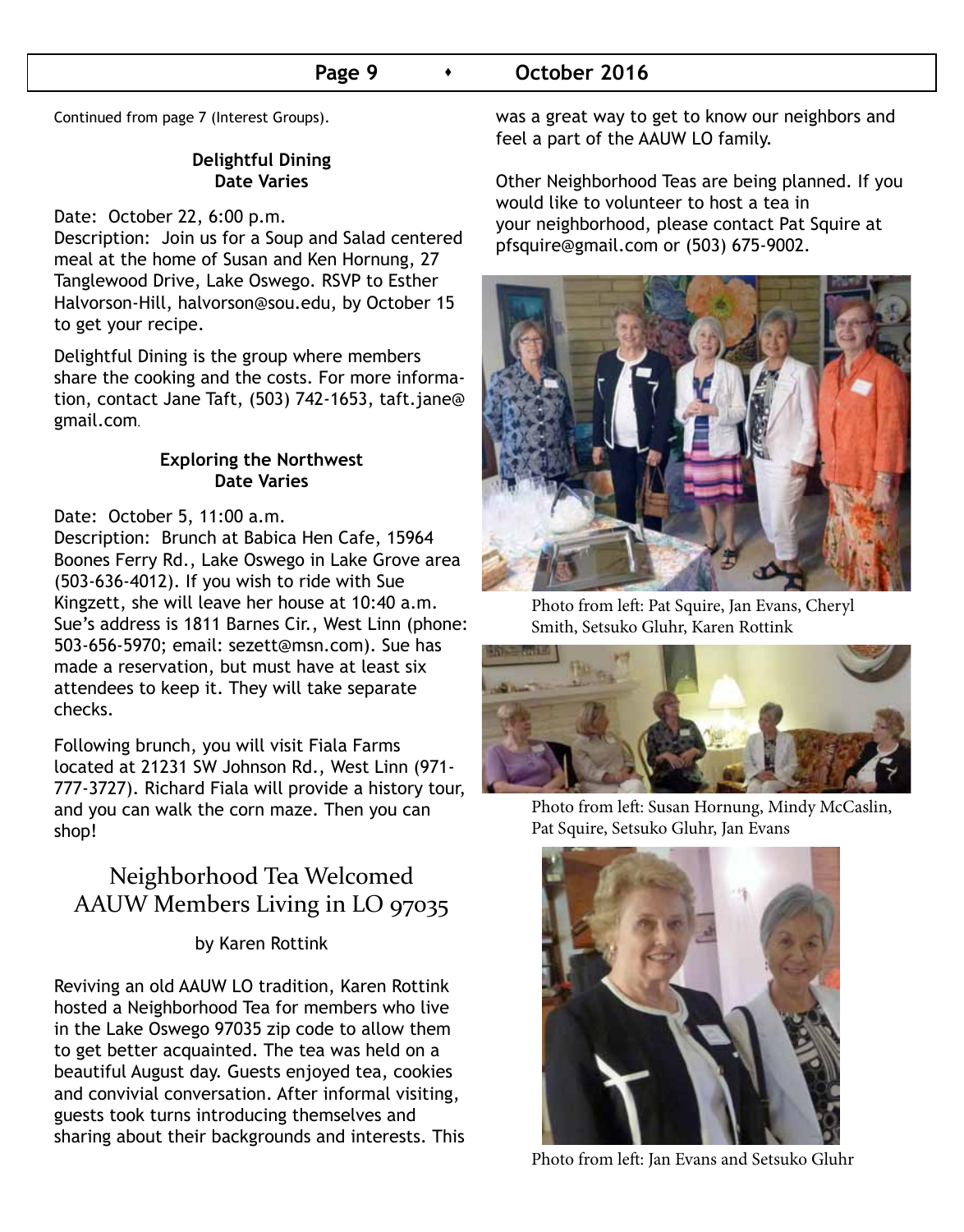Continued from page 7 (Interest Groups).

**Delightful Dining**
**Date Varies**

Date: October 22, 6:00 p.m.
Description: Join us for a Soup and Salad centered meal at the home of Susan and Ken Hornung, 27 Tanglewood Drive, Lake Oswego. RSVP to Esther Halvorson-Hill, halvorson@sou.edu, by October 15 to get your recipe.

Delightful Dining is the group where members share the cooking and the costs. For more information, contact Jane Taft, (503) 742-1653, taft.jane@gmail.com.

**Exploring the Northwest**
**Date Varies**

Date: October 5, 11:00 a.m.
Description: Brunch at Babica Hen Cafe, 15964 Boones Ferry Rd., Lake Oswego in Lake Grove area (503-636-4012). If you wish to ride with Sue Kingzett, she will leave her house at 10:40 a.m. Sue's address is 1811 Barnes Cir., West Linn (phone: 503-656-5970; email: sezett@msn.com). Sue has made a reservation, but must have at least six attendees to keep it. They will take separate checks.

Following brunch, you will visit Fiala Farms located at 21231 SW Johnson Rd., West Linn (971-777-3727). Richard Fiala will provide a history tour, and you can walk the corn maze. Then you can shop!

## Neighborhood Tea Welcomed AAUW Members Living in LO 97035

by Karen Rottink

Reviving an old AAUW LO tradition, Karen Rottink hosted a Neighborhood Tea for members who live in the Lake Oswego 97035 zip code to allow them to get better acquainted. The tea was held on a beautiful August day. Guests enjoyed tea, cookies and convivial conversation. After informal visiting, guests took turns introducing themselves and sharing about their backgrounds and interests. This was a great way to get to know our neighbors and feel a part of the AAUW LO family.

Other Neighborhood Teas are being planned. If you would like to volunteer to host a tea in your neighborhood, please contact Pat Squire at pfsquire@gmail.com or (503) 675-9002.

Photo from left: Pat Squire, Jan Evans, Cheryl Smith, Setsuko Gluhr, Karen Rottink

Photo from left: Susan Hornung, Mindy McCaslin, Pat Squire, Setsuko Gluhr, Jan Evans

Photo from left: Jan Evans and Setsuko Gluhr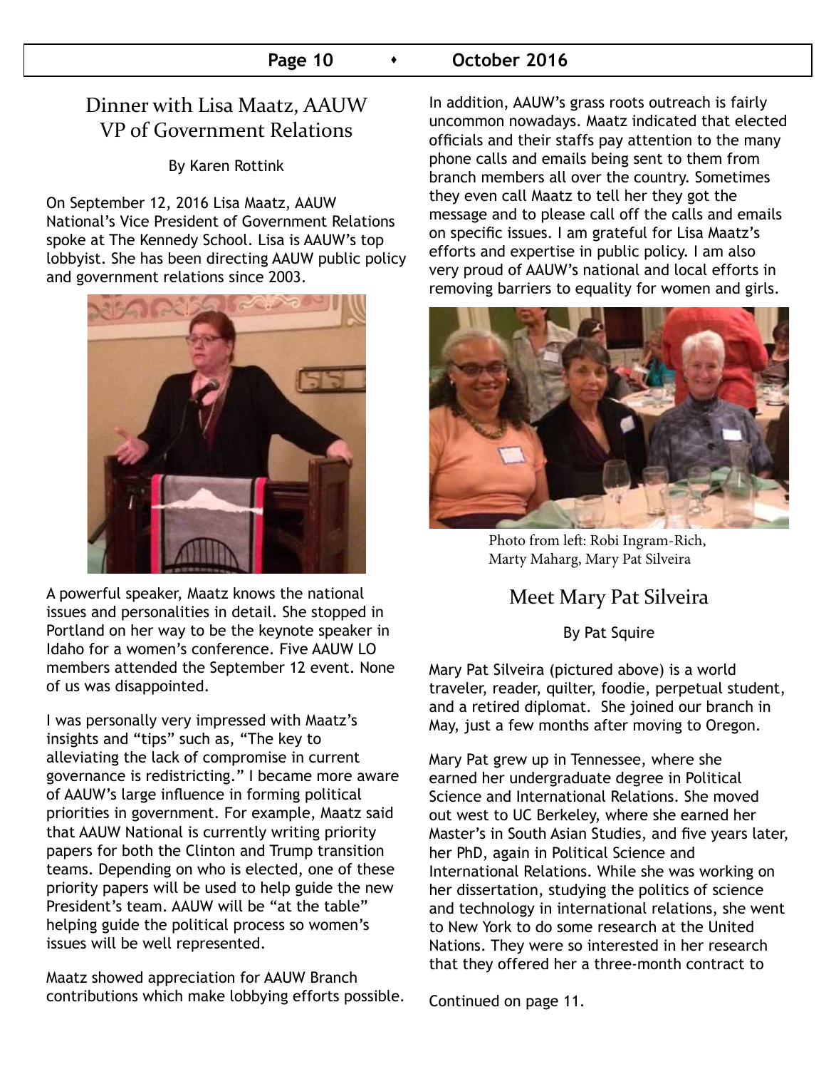## Dinner with Lisa Maatz, AAUW VP of Government Relations

By Karen Rottink

On September 12, 2016 Lisa Maatz, AAUW National's Vice President of Government Relations spoke at The Kennedy School. Lisa is AAUW's top lobbyist. She has been directing AAUW public policy and government relations since 2003.

A powerful speaker, Maatz knows the national issues and personalities in detail. She stopped in Portland on her way to be the keynote speaker in Idaho for a women's conference. Five AAUW LO members attended the September 12 event. None of us was disappointed.

I was personally very impressed with Maatz's insights and "tips" such as, "The key to alleviating the lack of compromise in current governance is redistricting." I became more aware of AAUW's large influence in forming political priorities in government. For example, Maatz said that AAUW National is currently writing priority papers for both the Clinton and Trump transition teams. Depending on who is elected, one of these priority papers will be used to help guide the new President's team. AAUW will be "at the table" helping guide the political process so women's issues will be well represented.

Maatz showed appreciation for AAUW Branch contributions which make lobbying efforts possible. In addition, AAUW's grass roots outreach is fairly uncommon nowadays. Maatz indicated that elected officials and their staffs pay attention to the many phone calls and emails being sent to them from branch members all over the country. Sometimes they even call Maatz to tell her they got the message and to please call off the calls and emails on specific issues. I am grateful for Lisa Maatz's efforts and expertise in public policy. I am also very proud of AAUW's national and local efforts in removing barriers to equality for women and girls.

Photo from left: Robi Ingram-Rich, Marty Maharg, Mary Pat Silveira

## Meet Mary Pat Silveira

By Pat Squire

Mary Pat Silveira (pictured above) is a world traveler, reader, quilter, foodie, perpetual student, and a retired diplomat. She joined our branch in May, just a few months after moving to Oregon.

Mary Pat grew up in Tennessee, where she earned her undergraduate degree in Political Science and International Relations. She moved out west to UC Berkeley, where she earned her Master's in South Asian Studies, and five years later, her PhD, again in Political Science and International Relations. While she was working on her dissertation, studying the politics of science and technology in international relations, she went to New York to do some research at the United Nations. They were so interested in her research that they offered her a three-month contract to

Continued on page 11.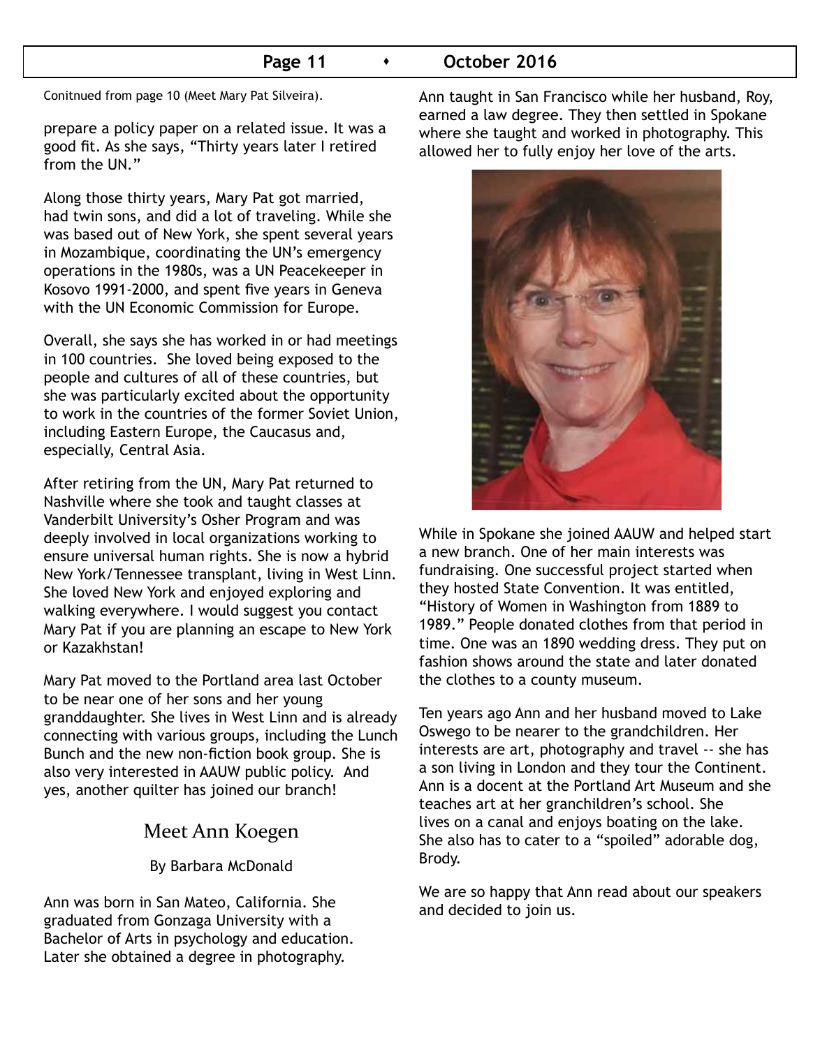Conitnued from page 10 (Meet Mary Pat Silveira).

prepare a policy paper on a related issue. It was a good fit. As she says, "Thirty years later I retired from the UN."

Along those thirty years, Mary Pat got married, had twin sons, and did a lot of traveling. While she was based out of New York, she spent several years in Mozambique, coordinating the UN's emergency operations in the 1980s, was a UN Peacekeeper in Kosovo 1991-2000, and spent five years in Geneva with the UN Economic Commission for Europe.

Overall, she says she has worked in or had meetings in 100 countries. She loved being exposed to the people and cultures of all of these countries, but she was particularly excited about the opportunity to work in the countries of the former Soviet Union, including Eastern Europe, the Caucasus and, especially, Central Asia.

After retiring from the UN, Mary Pat returned to Nashville where she took and taught classes at Vanderbilt University's Osher Program and was deeply involved in local organizations working to ensure universal human rights. She is now a hybrid New York/Tennessee transplant, living in West Linn. She loved New York and enjoyed exploring and walking everywhere. I would suggest you contact Mary Pat if you are planning an escape to New York or Kazakhstan!

Mary Pat moved to the Portland area last October to be near one of her sons and her young granddaughter. She lives in West Linn and is already connecting with various groups, including the Lunch Bunch and the new non-fiction book group. She is also very interested in AAUW public policy. And yes, another quilter has joined our branch!

## Meet Ann Koegen

By Barbara McDonald

Ann was born in San Mateo, California. She graduated from Gonzaga University with a Bachelor of Arts in psychology and education. Later she obtained a degree in photography.

Ann taught in San Francisco while her husband, Roy, earned a law degree. They then settled in Spokane where she taught and worked in photography. This allowed her to fully enjoy her love of the arts.

While in Spokane she joined AAUW and helped start a new branch. One of her main interests was fundraising. One successful project started when they hosted State Convention. It was entitled, "History of Women in Washington from 1889 to 1989." People donated clothes from that period in time. One was an 1890 wedding dress. They put on fashion shows around the state and later donated the clothes to a county museum.

Ten years ago Ann and her husband moved to Lake Oswego to be nearer to the grandchildren. Her interests are art, photography and travel -- she has a son living in London and they tour the Continent. Ann is a docent at the Portland Art Museum and she teaches art at her granchildren's school. She lives on a canal and enjoys boating on the lake. She also has to cater to a "spoiled" adorable dog, Brody.

We are so happy that Ann read about our speakers and decided to join us.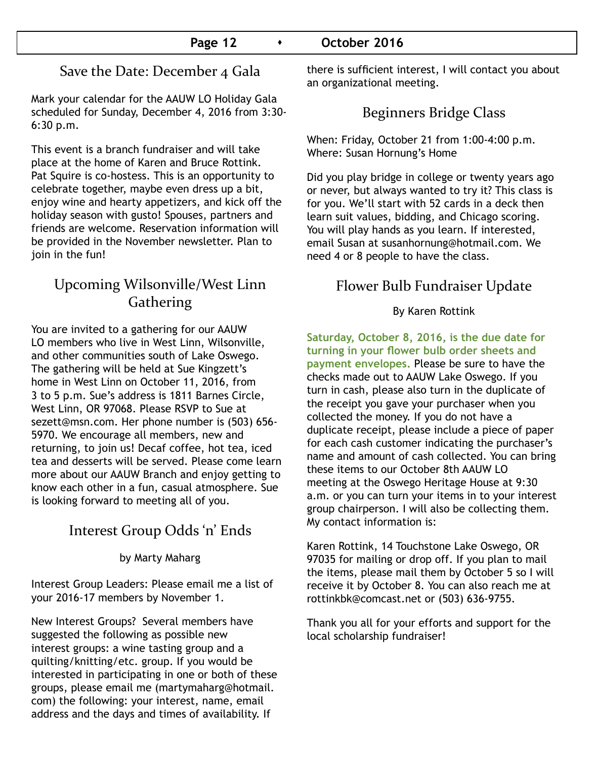## Save the Date: December 4 Gala

Mark your calendar for the AAUW LO Holiday Gala scheduled for Sunday, December 4, 2016 from 3:30-6:30 p.m.

This event is a branch fundraiser and will take place at the home of Karen and Bruce Rottink. Pat Squire is co-hostess. This is an opportunity to celebrate together, maybe even dress up a bit, enjoy wine and hearty appetizers, and kick off the holiday season with gusto! Spouses, partners and friends are welcome. Reservation information will be provided in the November newsletter. Plan to join in the fun!

## Upcoming Wilsonville/West Linn Gathering

You are invited to a gathering for our AAUW LO members who live in West Linn, Wilsonville, and other communities south of Lake Oswego. The gathering will be held at Sue Kingzett's home in West Linn on October 11, 2016, from 3 to 5 p.m. Sue's address is 1811 Barnes Circle, West Linn, OR 97068. Please RSVP to Sue at sezett@msn.com. Her phone number is (503) 656-5970. We encourage all members, new and returning, to join us! Decaf coffee, hot tea, iced tea and desserts will be served. Please come learn more about our AAUW Branch and enjoy getting to know each other in a fun, casual atmosphere. Sue is looking forward to meeting all of you.

## Interest Group Odds 'n' Ends

by Marty Maharg

Interest Group Leaders: Please email me a list of your 2016-17 members by November 1.

New Interest Groups? Several members have suggested the following as possible new interest groups: a wine tasting group and a quilting/knitting/etc. group. If you would be interested in participating in one or both of these groups, please email me (martymaharg@hotmail.com) the following: your interest, name, email address and the days and times of availability. If there is sufficient interest, I will contact you about an organizational meeting.

## Beginners Bridge Class

When: Friday, October 21 from 1:00-4:00 p.m.
Where: Susan Hornung's Home

Did you play bridge in college or twenty years ago or never, but always wanted to try it? This class is for you. We'll start with 52 cards in a deck then learn suit values, bidding, and Chicago scoring. You will play hands as you learn. If interested, email Susan at susanhornung@hotmail.com. We need 4 or 8 people to have the class.

## Flower Bulb Fundraiser Update

By Karen Rottink

**Saturday, October 8, 2016, is the due date for turning in your flower bulb order sheets and payment envelopes.** Please be sure to have the checks made out to AAUW Lake Oswego. If you turn in cash, please also turn in the duplicate of the receipt you gave your purchaser when you collected the money. If you do not have a duplicate receipt, please include a piece of paper for each cash customer indicating the purchaser's name and amount of cash collected. You can bring these items to our October 8th AAUW LO meeting at the Oswego Heritage House at 9:30 a.m. or you can turn your items in to your interest group chairperson. I will also be collecting them. My contact information is:

Karen Rottink, 14 Touchstone Lake Oswego, OR 97035 for mailing or drop off. If you plan to mail the items, please mail them by October 5 so I will receive it by October 8. You can also reach me at rottinkbk@comcast.net or (503) 636-9755.

Thank you all for your efforts and support for the local scholarship fundraiser!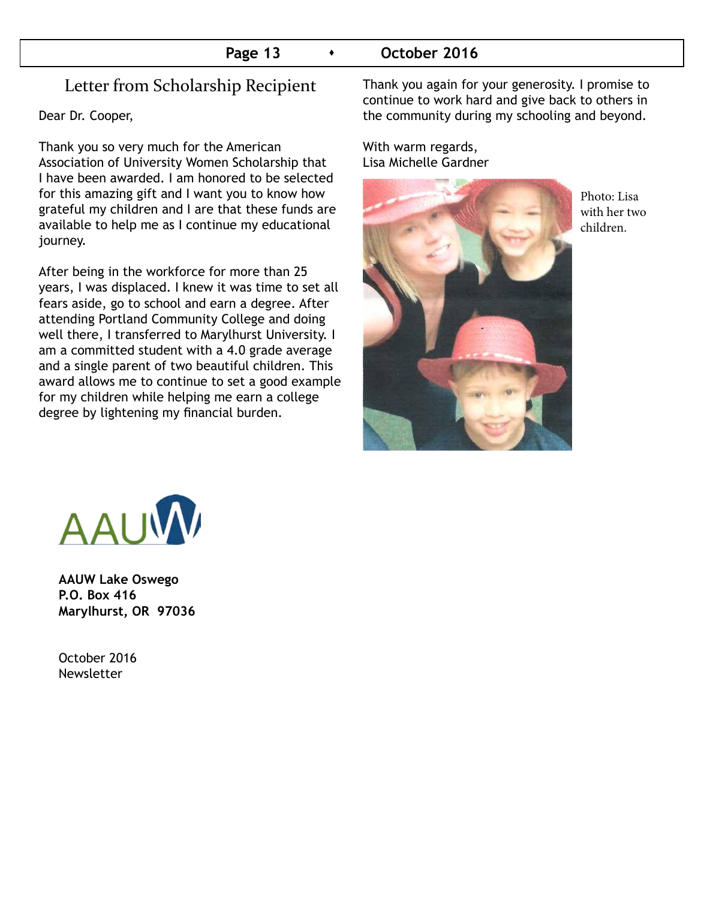## Letter from Scholarship Recipient

Dear Dr. Cooper,

Thank you so very much for the American Association of University Women Scholarship that I have been awarded. I am honored to be selected for this amazing gift and I want you to know how grateful my children and I are that these funds are available to help me as I continue my educational journey.

After being in the workforce for more than 25 years, I was displaced. I knew it was time to set all fears aside, go to school and earn a degree. After attending Portland Community College and doing well there, I transferred to Marylhurst University. I am a committed student with a 4.0 grade average and a single parent of two beautiful children. This award allows me to continue to set a good example for my children while helping me earn a college degree by lightening my financial burden.

Thank you again for your generosity. I promise to continue to work hard and give back to others in the community during my schooling and beyond.

With warm regards,
Lisa Michelle Gardner

Photo: Lisa with her two children.

AAUW

**AAUW Lake Oswego**
**P.O. Box 416**
**Marylhurst, OR 97036**

October 2016
Newsletter